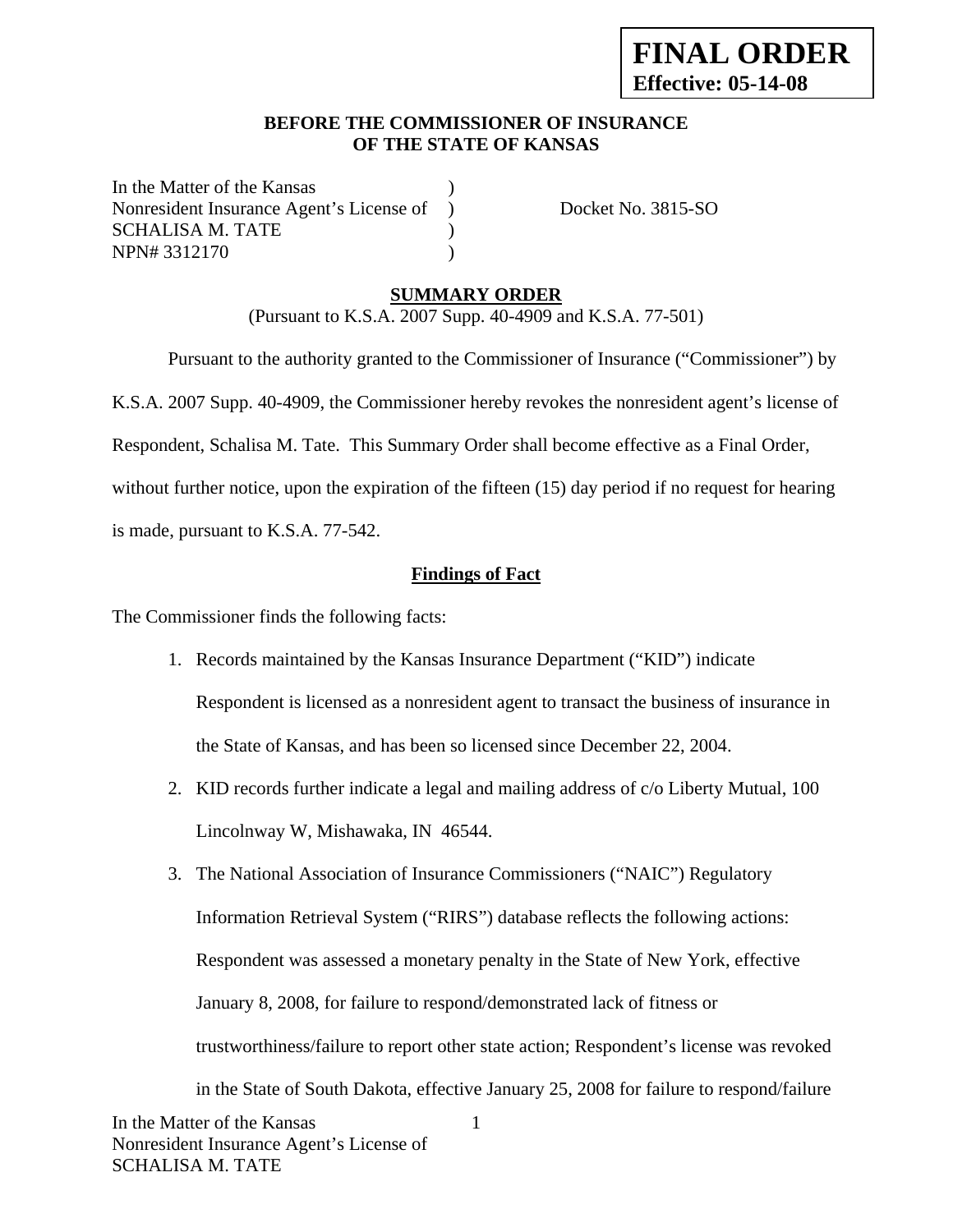**FINAL ORDER**
**Effective: 05-14-08**

**BEFORE THE COMMISSIONER OF INSURANCE**
**OF THE STATE OF KANSAS**

In the Matter of the Kansas )
Nonresident Insurance Agent's License of ) Docket No. 3815-SO
SCHALISA M. TATE )
NPN# 3312170 )

**SUMMARY ORDER**

(Pursuant to K.S.A. 2007 Supp. 40-4909 and K.S.A. 77-501)

Pursuant to the authority granted to the Commissioner of Insurance ("Commissioner") by K.S.A. 2007 Supp. 40-4909, the Commissioner hereby revokes the nonresident agent's license of Respondent, Schalisa M. Tate. This Summary Order shall become effective as a Final Order, without further notice, upon the expiration of the fifteen (15) day period if no request for hearing is made, pursuant to K.S.A. 77-542.

**Findings of Fact**

The Commissioner finds the following facts:

1. Records maintained by the Kansas Insurance Department ("KID") indicate Respondent is licensed as a nonresident agent to transact the business of insurance in the State of Kansas, and has been so licensed since December 22, 2004.
2. KID records further indicate a legal and mailing address of c/o Liberty Mutual, 100 Lincolnway W, Mishawaka, IN 46544.
3. The National Association of Insurance Commissioners ("NAIC") Regulatory Information Retrieval System ("RIRS") database reflects the following actions: Respondent was assessed a monetary penalty in the State of New York, effective January 8, 2008, for failure to respond/demonstrated lack of fitness or trustworthiness/failure to report other state action; Respondent's license was revoked in the State of South Dakota, effective January 25, 2008 for failure to respond/failure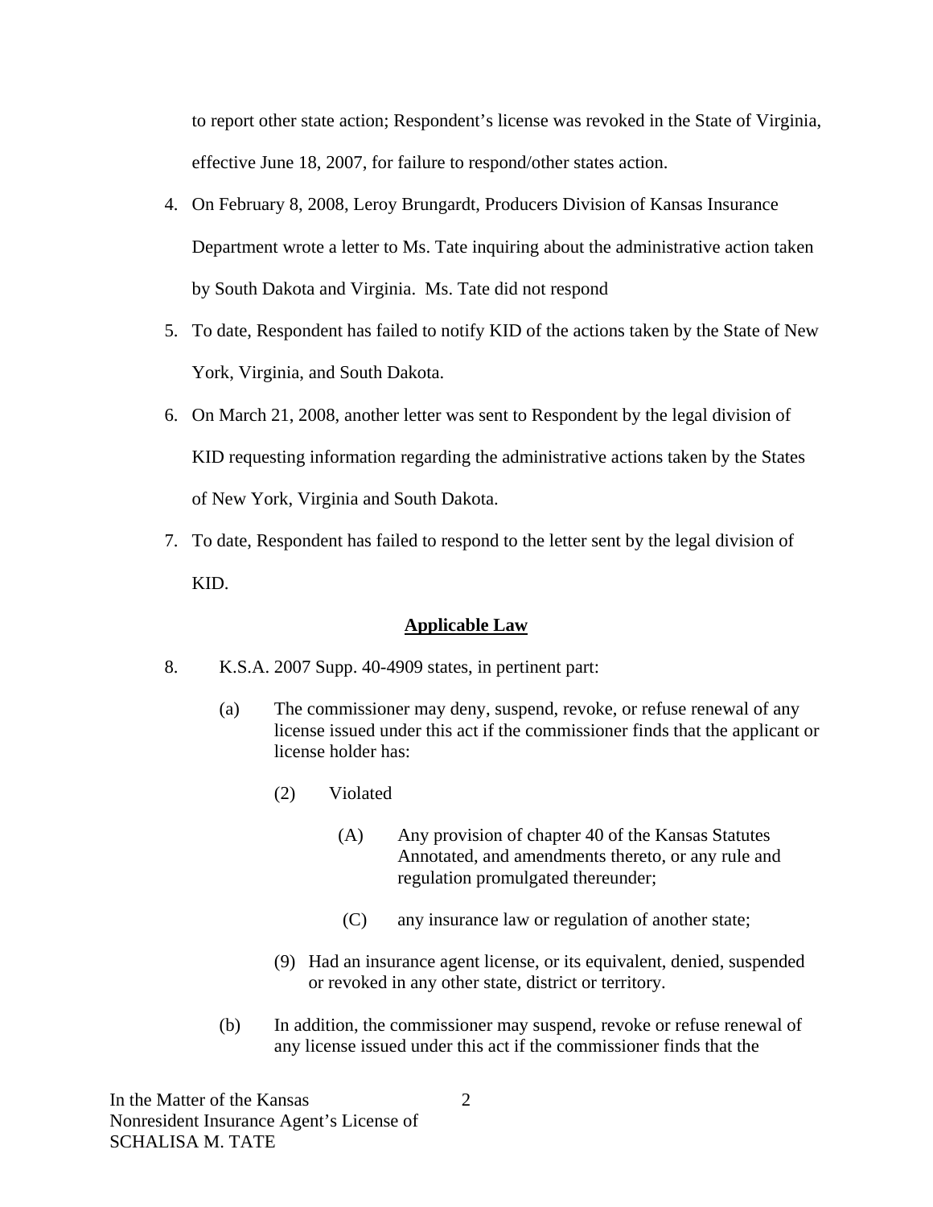to report other state action; Respondent's license was revoked in the State of Virginia, effective June 18, 2007, for failure to respond/other states action.

4. On February 8, 2008, Leroy Brungardt, Producers Division of Kansas Insurance Department wrote a letter to Ms. Tate inquiring about the administrative action taken by South Dakota and Virginia. Ms. Tate did not respond

5. To date, Respondent has failed to notify KID of the actions taken by the State of New York, Virginia, and South Dakota.

6. On March 21, 2008, another letter was sent to Respondent by the legal division of KID requesting information regarding the administrative actions taken by the States of New York, Virginia and South Dakota.

7. To date, Respondent has failed to respond to the letter sent by the legal division of KID.

**Applicable Law**

8. K.S.A. 2007 Supp. 40-4909 states, in pertinent part:

   (a) The commissioner may deny, suspend, revoke, or refuse renewal of any license issued under this act if the commissioner finds that the applicant or license holder has:

      (2) Violated

         (A) Any provision of chapter 40 of the Kansas Statutes Annotated, and amendments thereto, or any rule and regulation promulgated thereunder;

         (C) any insurance law or regulation of another state;

      (9) Had an insurance agent license, or its equivalent, denied, suspended or revoked in any other state, district or territory.

   (b) In addition, the commissioner may suspend, revoke or refuse renewal of any license issued under this act if the commissioner finds that the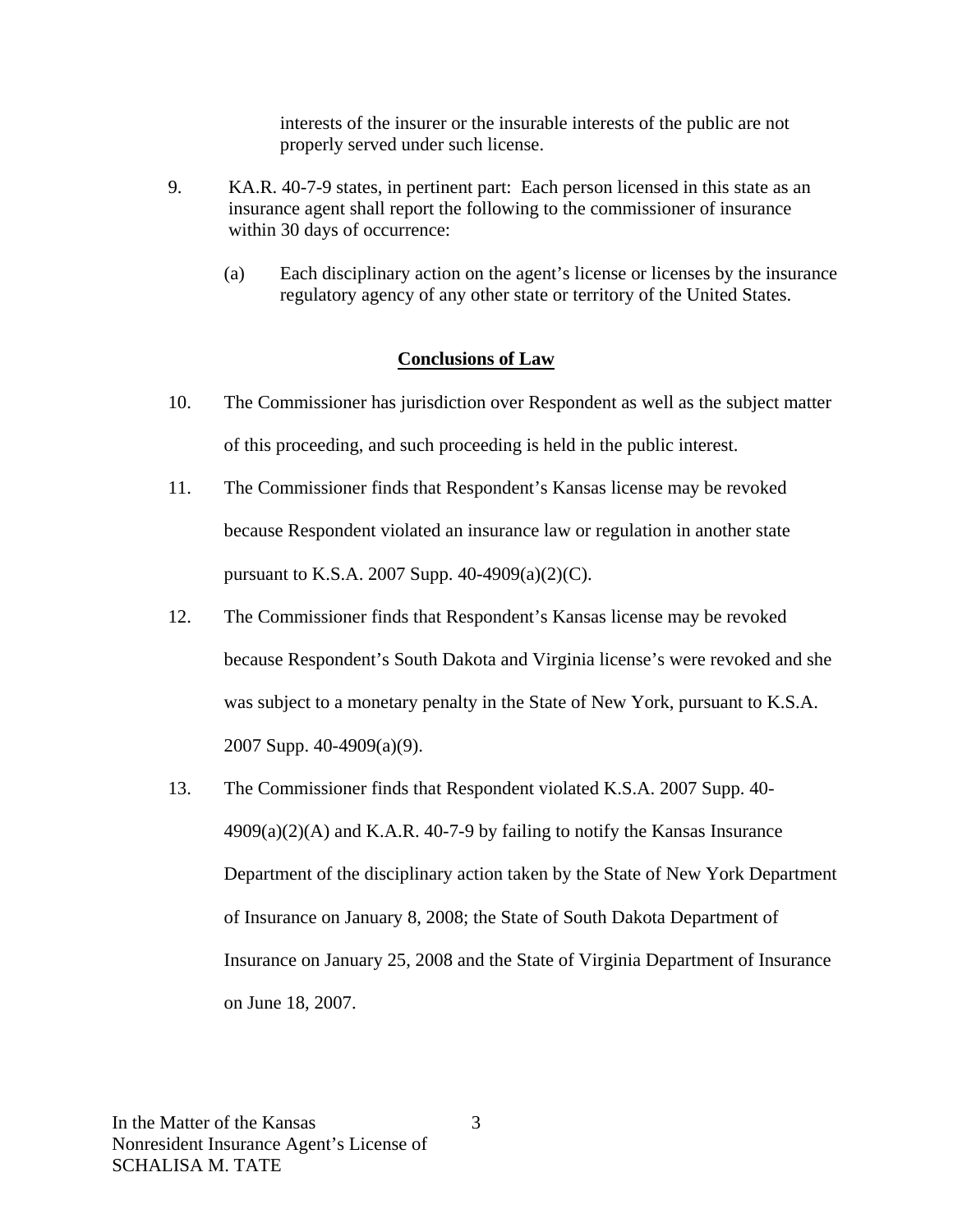interests of the insurer or the insurable interests of the public are not properly served under such license.

9. KA.R. 40-7-9 states, in pertinent part: Each person licensed in this state as an insurance agent shall report the following to the commissioner of insurance within 30 days of occurrence:

   (a) Each disciplinary action on the agent's license or licenses by the insurance regulatory agency of any other state or territory of the United States.

## Conclusions of Law

10. The Commissioner has jurisdiction over Respondent as well as the subject matter of this proceeding, and such proceeding is held in the public interest.

11. The Commissioner finds that Respondent's Kansas license may be revoked because Respondent violated an insurance law or regulation in another state pursuant to K.S.A. 2007 Supp. 40-4909(a)(2)(C).

12. The Commissioner finds that Respondent's Kansas license may be revoked because Respondent's South Dakota and Virginia license's were revoked and she was subject to a monetary penalty in the State of New York, pursuant to K.S.A. 2007 Supp. 40-4909(a)(9).

13. The Commissioner finds that Respondent violated K.S.A. 2007 Supp. 40-4909(a)(2)(A) and K.A.R. 40-7-9 by failing to notify the Kansas Insurance Department of the disciplinary action taken by the State of New York Department of Insurance on January 8, 2008; the State of South Dakota Department of Insurance on January 25, 2008 and the State of Virginia Department of Insurance on June 18, 2007.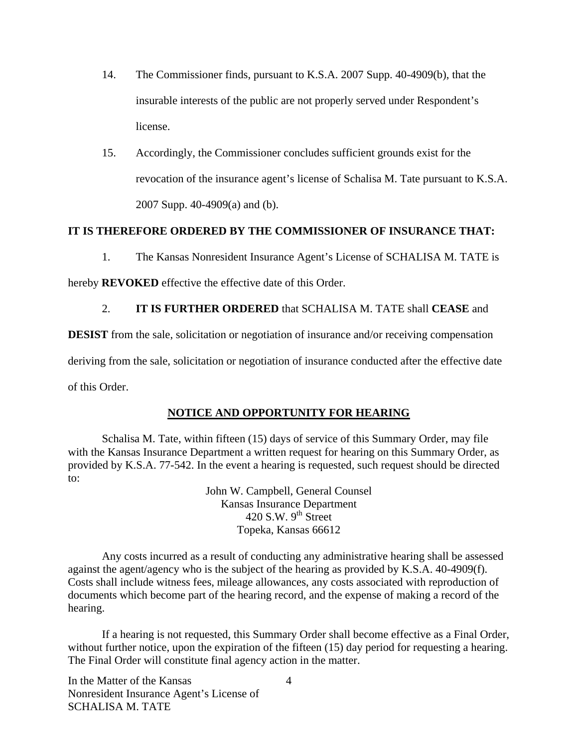14. The Commissioner finds, pursuant to K.S.A. 2007 Supp. 40-4909(b), that the insurable interests of the public are not properly served under Respondent's license.

15. Accordingly, the Commissioner concludes sufficient grounds exist for the revocation of the insurance agent's license of Schalisa M. Tate pursuant to K.S.A. 2007 Supp. 40-4909(a) and (b).

**IT IS THEREFORE ORDERED BY THE COMMISSIONER OF INSURANCE THAT:**

1. The Kansas Nonresident Insurance Agent's License of SCHALISA M. TATE is hereby **REVOKED** effective the effective date of this Order.

2. **IT IS FURTHER ORDERED** that SCHALISA M. TATE shall **CEASE** and **DESIST** from the sale, solicitation or negotiation of insurance and/or receiving compensation deriving from the sale, solicitation or negotiation of insurance conducted after the effective date of this Order.

## NOTICE AND OPPORTUNITY FOR HEARING

Schalisa M. Tate, within fifteen (15) days of service of this Summary Order, may file with the Kansas Insurance Department a written request for hearing on this Summary Order, as provided by K.S.A. 77-542. In the event a hearing is requested, such request should be directed to:

John W. Campbell, General Counsel
Kansas Insurance Department
420 S.W. 9th Street
Topeka, Kansas 66612

Any costs incurred as a result of conducting any administrative hearing shall be assessed against the agent/agency who is the subject of the hearing as provided by K.S.A. 40-4909(f). Costs shall include witness fees, mileage allowances, any costs associated with reproduction of documents which become part of the hearing record, and the expense of making a record of the hearing.

If a hearing is not requested, this Summary Order shall become effective as a Final Order, without further notice, upon the expiration of the fifteen (15) day period for requesting a hearing. The Final Order will constitute final agency action in the matter.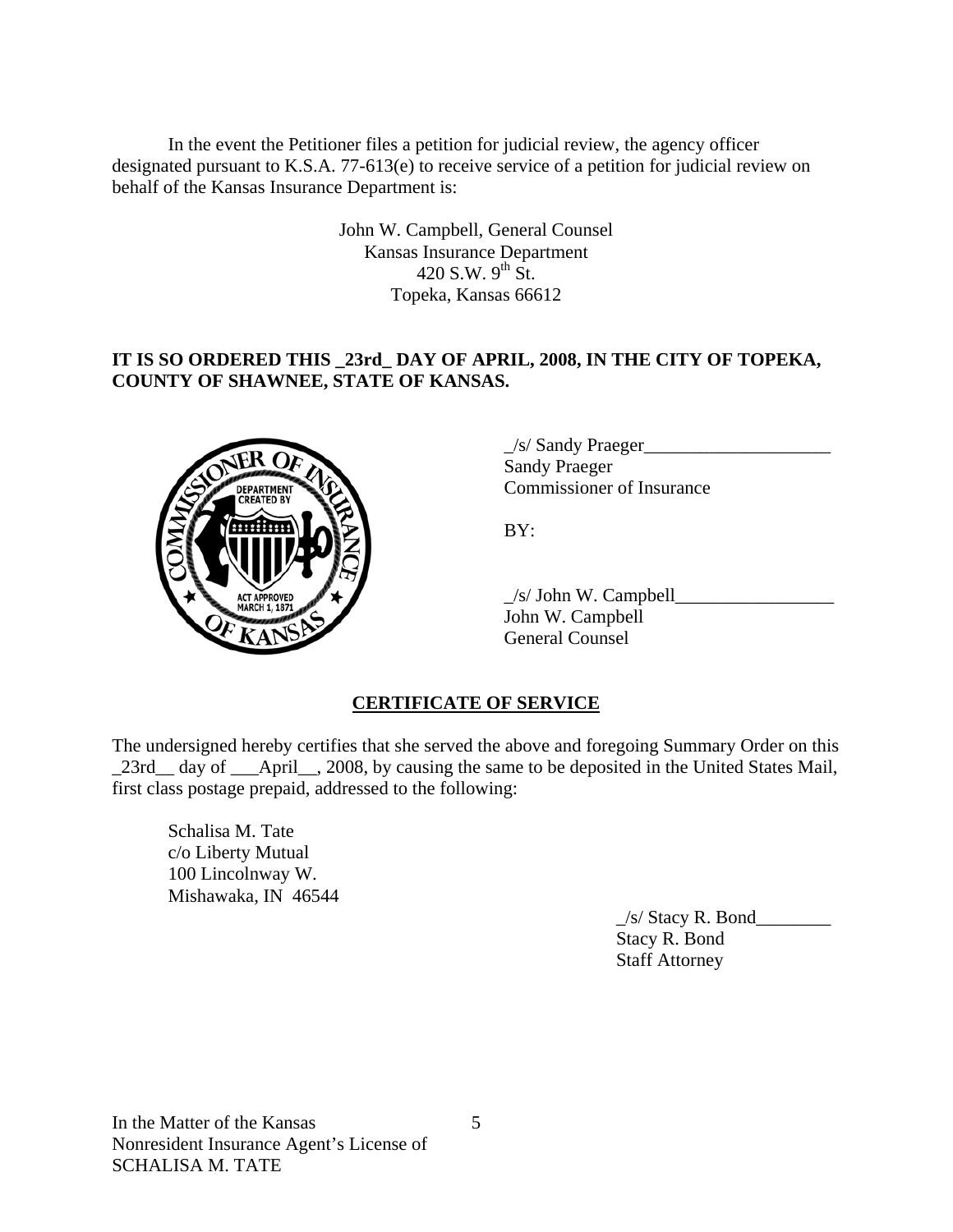In the event the Petitioner files a petition for judicial review, the agency officer designated pursuant to K.S.A. 77-613(e) to receive service of a petition for judicial review on behalf of the Kansas Insurance Department is:

John W. Campbell, General Counsel
Kansas Insurance Department
420 S.W. 9th St.
Topeka, Kansas 66612

**IT IS SO ORDERED THIS _23rd_ DAY OF APRIL, 2008, IN THE CITY OF TOPEKA, COUNTY OF SHAWNEE, STATE OF KANSAS.**

_/s/ Sandy Praeger____________________
Sandy Praeger
Commissioner of Insurance

BY:

_/s/ John W. Campbell_________________
John W. Campbell
General Counsel

## CERTIFICATE OF SERVICE

The undersigned hereby certifies that she served the above and foregoing Summary Order on this _23rd__ day of ___April__, 2008, by causing the same to be deposited in the United States Mail, first class postage prepaid, addressed to the following:

Schalisa M. Tate
c/o Liberty Mutual
100 Lincolnway W.
Mishawaka, IN 46544

_/s/ Stacy R. Bond________
Stacy R. Bond
Staff Attorney